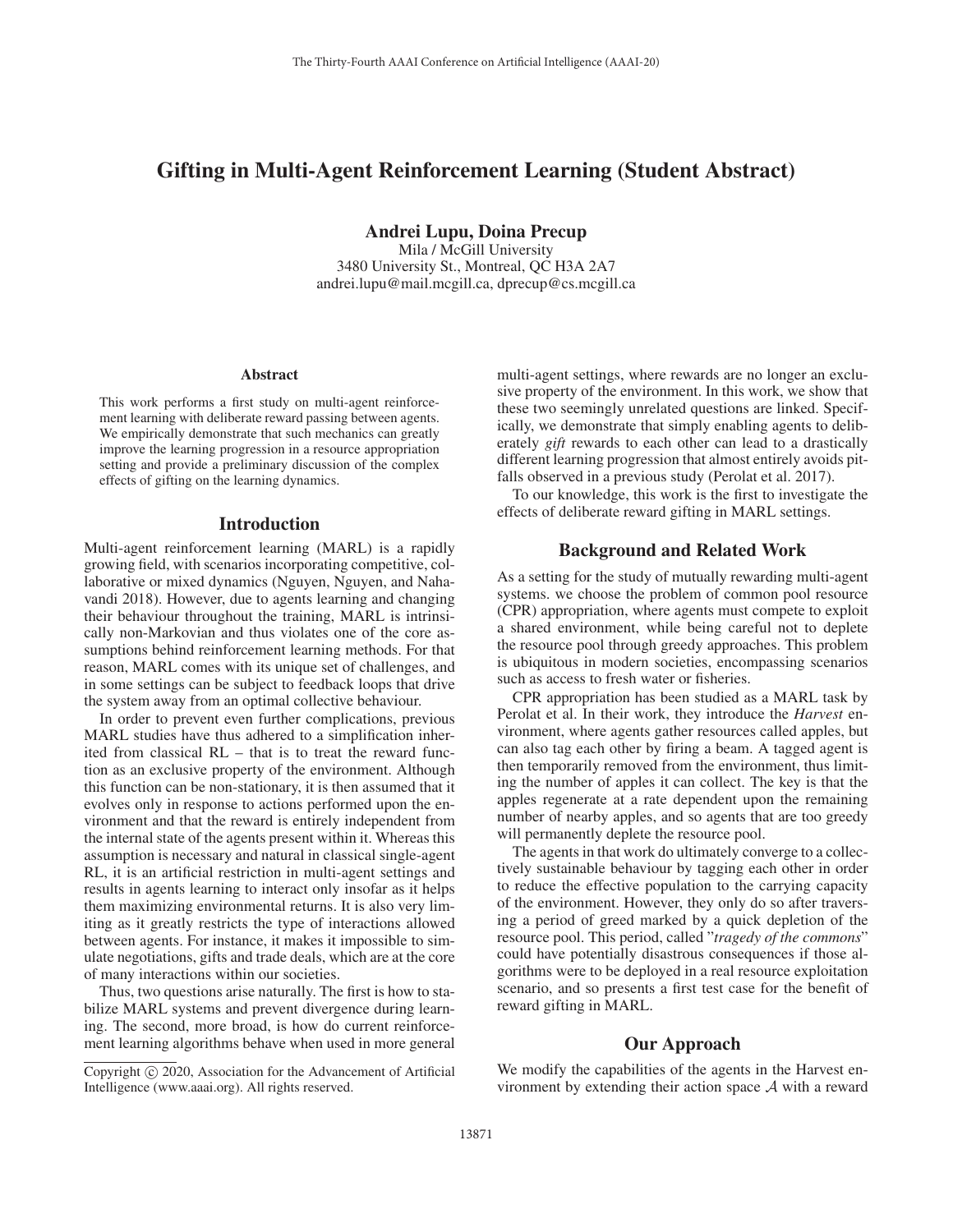# Gifting in Multi-Agent Reinforcement Learning (Student Abstract)

**Andrei Lupu, Doina Precup**
Mila / McGill University
3480 University St., Montreal, QC H3A 2A7
andrei.lupu@mail.mcgill.ca, dprecup@cs.mcgill.ca

### Abstract

This work performs a first study on multi-agent reinforcement learning with deliberate reward passing between agents. We empirically demonstrate that such mechanics can greatly improve the learning progression in a resource appropriation setting and provide a preliminary discussion of the complex effects of gifting on the learning dynamics.

## Introduction

Multi-agent reinforcement learning (MARL) is a rapidly growing field, with scenarios incorporating competitive, collaborative or mixed dynamics (Nguyen, Nguyen, and Nahavandi 2018). However, due to agents learning and changing their behaviour throughout the training, MARL is intrinsically non-Markovian and thus violates one of the core assumptions behind reinforcement learning methods. For that reason, MARL comes with its unique set of challenges, and in some settings can be subject to feedback loops that drive the system away from an optimal collective behaviour.

In order to prevent even further complications, previous MARL studies have thus adhered to a simplification inherited from classical RL – that is to treat the reward function as an exclusive property of the environment. Although this function can be non-stationary, it is then assumed that it evolves only in response to actions performed upon the environment and that the reward is entirely independent from the internal state of the agents present within it. Whereas this assumption is necessary and natural in classical single-agent RL, it is an artificial restriction in multi-agent settings and results in agents learning to interact only insofar as it helps them maximizing environmental returns. It is also very limiting as it greatly restricts the type of interactions allowed between agents. For instance, it makes it impossible to simulate negotiations, gifts and trade deals, which are at the core of many interactions within our societies.

Thus, two questions arise naturally. The first is how to stabilize MARL systems and prevent divergence during learning. The second, more broad, is how do current reinforcement learning algorithms behave when used in more general multi-agent settings, where rewards are no longer an exclusive property of the environment. In this work, we show that these two seemingly unrelated questions are linked. Specifically, we demonstrate that simply enabling agents to deliberately *gift* rewards to each other can lead to a drastically different learning progression that almost entirely avoids pitfalls observed in a previous study (Perolat et al. 2017).

To our knowledge, this work is the first to investigate the effects of deliberate reward gifting in MARL settings.

## Background and Related Work

As a setting for the study of mutually rewarding multi-agent systems. we choose the problem of common pool resource (CPR) appropriation, where agents must compete to exploit a shared environment, while being careful not to deplete the resource pool through greedy approaches. This problem is ubiquitous in modern societies, encompassing scenarios such as access to fresh water or fisheries.

CPR appropriation has been studied as a MARL task by Perolat et al. In their work, they introduce the *Harvest* environment, where agents gather resources called apples, but can also tag each other by firing a beam. A tagged agent is then temporarily removed from the environment, thus limiting the number of apples it can collect. The key is that the apples regenerate at a rate dependent upon the remaining number of nearby apples, and so agents that are too greedy will permanently deplete the resource pool.

The agents in that work do ultimately converge to a collectively sustainable behaviour by tagging each other in order to reduce the effective population to the carrying capacity of the environment. However, they only do so after traversing a period of greed marked by a quick depletion of the resource pool. This period, called "*tragedy of the commons*" could have potentially disastrous consequences if those algorithms were to be deployed in a real resource exploitation scenario, and so presents a first test case for the benefit of reward gifting in MARL.

## Our Approach

We modify the capabilities of the agents in the Harvest environment by extending their action space $\mathcal{A}$ with a reward

Copyright © 2020, Association for the Advancement of Artificial Intelligence (www.aaai.org). All rights reserved.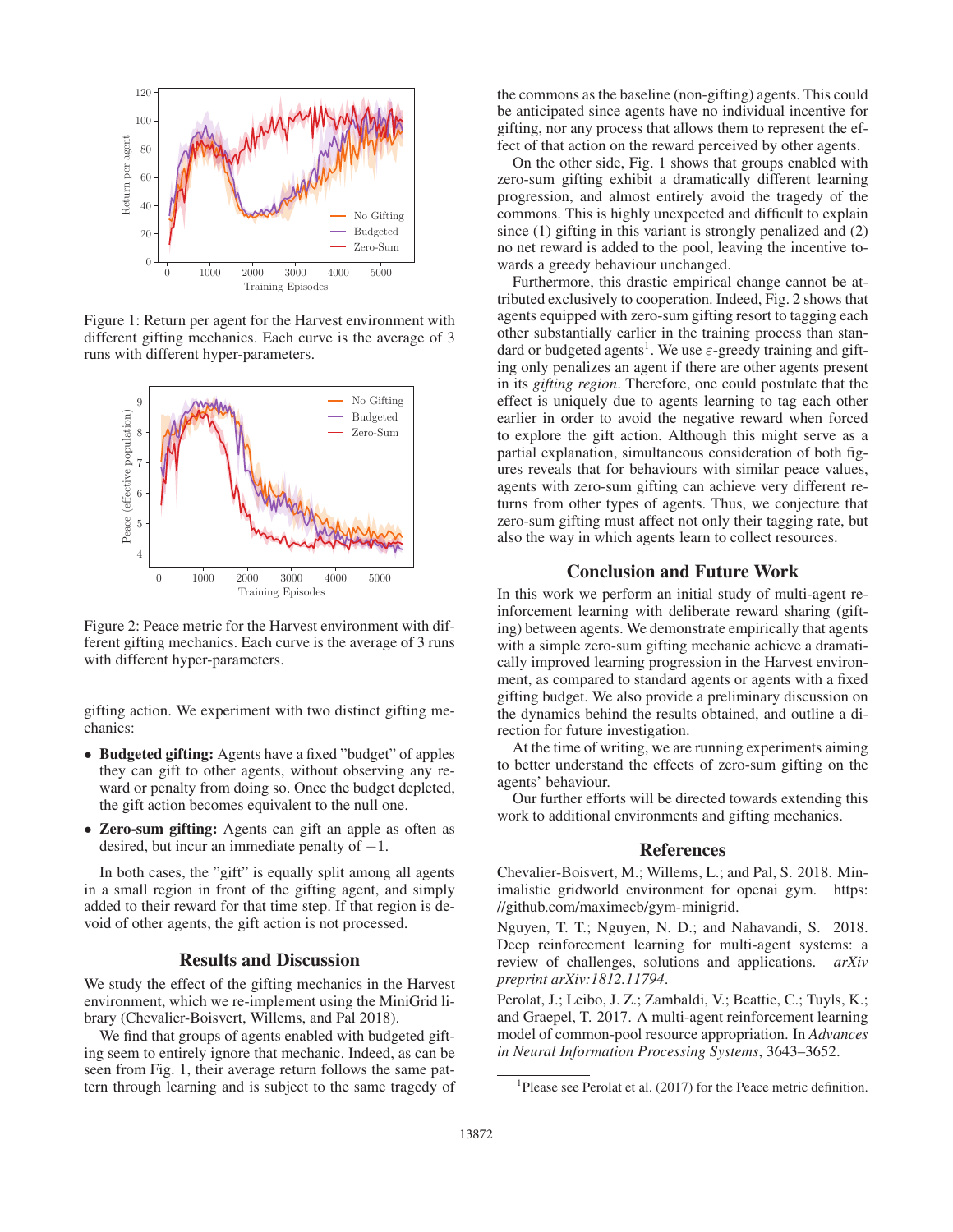120
100
80
60
40
20
0
Return per agent
0 1000 2000 3000 4000 5000
Training Episodes
No Gifting
Budgeted
Zero-Sum

Figure 1: Return per agent for the Harvest environment with different gifting mechanics. Each curve is the average of 3 runs with different hyper-parameters.

9
8
7
6
5
4
Peace (effective population)
0 1000 2000 3000 4000 5000
Training Episodes
No Gifting
Budgeted
Zero-Sum

Figure 2: Peace metric for the Harvest environment with different gifting mechanics. Each curve is the average of 3 runs with different hyper-parameters.

gifting action. We experiment with two distinct gifting mechanics:

- **Budgeted gifting:** Agents have a fixed "budget" of apples they can gift to other agents, without observing any reward or penalty from doing so. Once the budget depleted, the gift action becomes equivalent to the null one.
- **Zero-sum gifting:** Agents can gift an apple as often as desired, but incur an immediate penalty of $-1$.

In both cases, the "gift" is equally split among all agents in a small region in front of the gifting agent, and simply added to their reward for that time step. If that region is devoid of other agents, the gift action is not processed.

## Results and Discussion

We study the effect of the gifting mechanics in the Harvest environment, which we re-implement using the MiniGrid library (Chevalier-Boisvert, Willems, and Pal 2018).

We find that groups of agents enabled with budgeted gifting seem to entirely ignore that mechanic. Indeed, as can be seen from Fig. 1, their average return follows the same pattern through learning and is subject to the same tragedy of the commons as the baseline (non-gifting) agents. This could be anticipated since agents have no individual incentive for gifting, nor any process that allows them to represent the effect of that action on the reward perceived by other agents.

On the other side, Fig. 1 shows that groups enabled with zero-sum gifting exhibit a dramatically different learning progression, and almost entirely avoid the tragedy of the commons. This is highly unexpected and difficult to explain since (1) gifting in this variant is strongly penalized and (2) no net reward is added to the pool, leaving the incentive towards a greedy behaviour unchanged.

Furthermore, this drastic empirical change cannot be attributed exclusively to cooperation. Indeed, Fig. 2 shows that agents equipped with zero-sum gifting resort to tagging each other substantially earlier in the training process than standard or budgeted agents[1]. We use $\varepsilon$-greedy training and gifting only penalizes an agent if there are other agents present in its *gifting region*. Therefore, one could postulate that the effect is uniquely due to agents learning to tag each other earlier in order to avoid the negative reward when forced to explore the gift action. Although this might serve as a partial explanation, simultaneous consideration of both figures reveals that for behaviours with similar peace values, agents with zero-sum gifting can achieve very different returns from other types of agents. Thus, we conjecture that zero-sum gifting must affect not only their tagging rate, but also the way in which agents learn to collect resources.

## Conclusion and Future Work

In this work we perform an initial study of multi-agent reinforcement learning with deliberate reward sharing (gifting) between agents. We demonstrate empirically that agents with a simple zero-sum gifting mechanic achieve a dramatically improved learning progression in the Harvest environment, as compared to standard agents or agents with a fixed gifting budget. We also provide a preliminary discussion on the dynamics behind the results obtained, and outline a direction for future investigation.

At the time of writing, we are running experiments aiming to better understand the effects of zero-sum gifting on the agents' behaviour.

Our further efforts will be directed towards extending this work to additional environments and gifting mechanics.

## References

Chevalier-Boisvert, M.; Willems, L.; and Pal, S. 2018. Minimalistic gridworld environment for openai gym. https://github.com/maximecb/gym-minigrid.

Nguyen, T. T.; Nguyen, N. D.; and Nahavandi, S. 2018. Deep reinforcement learning for multi-agent systems: a review of challenges, solutions and applications. *arXiv preprint arXiv:1812.11794*.

Perolat, J.; Leibo, J. Z.; Zambaldi, V.; Beattie, C.; Tuyls, K.; and Graepel, T. 2017. A multi-agent reinforcement learning model of common-pool resource appropriation. In *Advances in Neural Information Processing Systems*, 3643–3652.

[1] Please see Perolat et al. (2017) for the Peace metric definition.